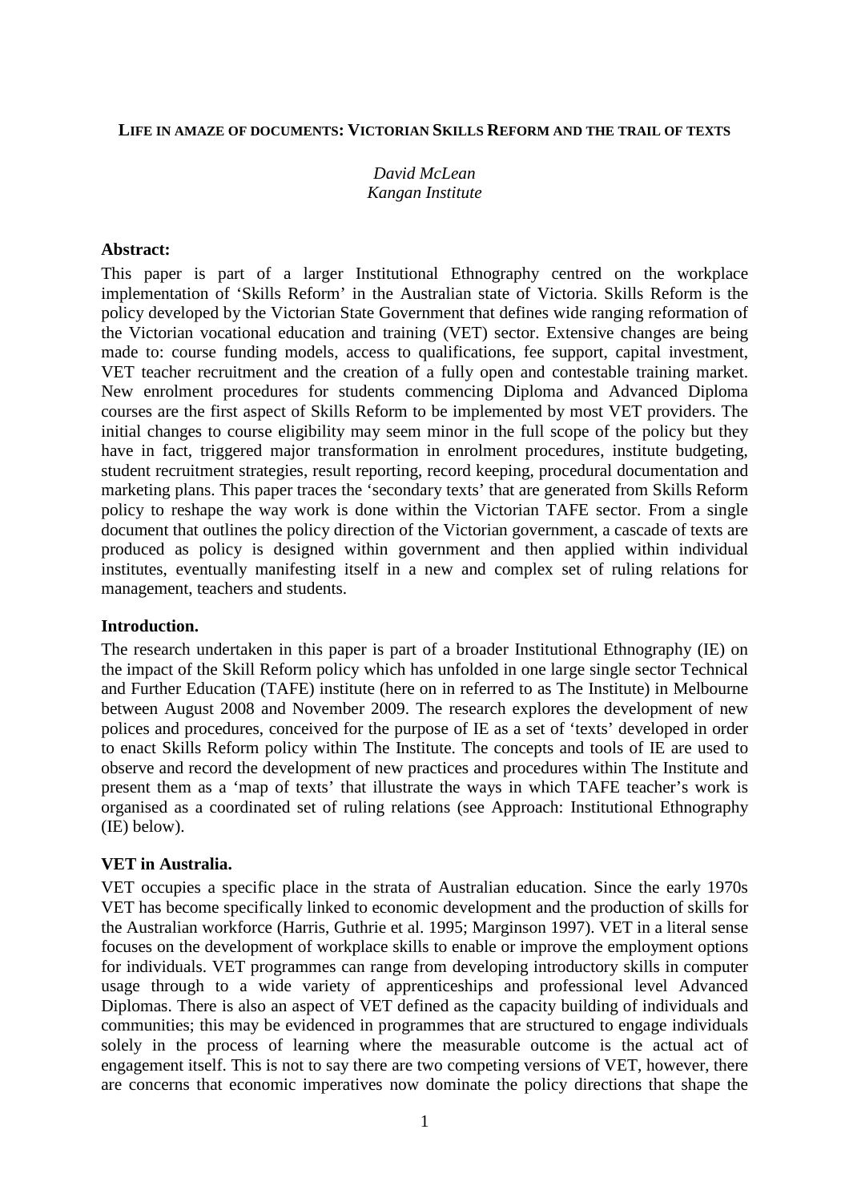**LIFE IN AMAZE OF DOCUMENTS: VICTORIAN SKILLS REFORM AND THE TRAIL OF TEXTS**

*David McLean*
*Kangan Institute*

**Abstract:**

This paper is part of a larger Institutional Ethnography centred on the workplace implementation of 'Skills Reform' in the Australian state of Victoria. Skills Reform is the policy developed by the Victorian State Government that defines wide ranging reformation of the Victorian vocational education and training (VET) sector. Extensive changes are being made to: course funding models, access to qualifications, fee support, capital investment, VET teacher recruitment and the creation of a fully open and contestable training market. New enrolment procedures for students commencing Diploma and Advanced Diploma courses are the first aspect of Skills Reform to be implemented by most VET providers. The initial changes to course eligibility may seem minor in the full scope of the policy but they have in fact, triggered major transformation in enrolment procedures, institute budgeting, student recruitment strategies, result reporting, record keeping, procedural documentation and marketing plans. This paper traces the 'secondary texts' that are generated from Skills Reform policy to reshape the way work is done within the Victorian TAFE sector. From a single document that outlines the policy direction of the Victorian government, a cascade of texts are produced as policy is designed within government and then applied within individual institutes, eventually manifesting itself in a new and complex set of ruling relations for management, teachers and students.

**Introduction.**

The research undertaken in this paper is part of a broader Institutional Ethnography (IE) on the impact of the Skill Reform policy which has unfolded in one large single sector Technical and Further Education (TAFE) institute (here on in referred to as The Institute) in Melbourne between August 2008 and November 2009. The research explores the development of new polices and procedures, conceived for the purpose of IE as a set of 'texts' developed in order to enact Skills Reform policy within The Institute. The concepts and tools of IE are used to observe and record the development of new practices and procedures within The Institute and present them as a 'map of texts' that illustrate the ways in which TAFE teacher's work is organised as a coordinated set of ruling relations (see Approach: Institutional Ethnography (IE) below).

**VET in Australia.**

VET occupies a specific place in the strata of Australian education. Since the early 1970s VET has become specifically linked to economic development and the production of skills for the Australian workforce (Harris, Guthrie et al. 1995; Marginson 1997). VET in a literal sense focuses on the development of workplace skills to enable or improve the employment options for individuals. VET programmes can range from developing introductory skills in computer usage through to a wide variety of apprenticeships and professional level Advanced Diplomas. There is also an aspect of VET defined as the capacity building of individuals and communities; this may be evidenced in programmes that are structured to engage individuals solely in the process of learning where the measurable outcome is the actual act of engagement itself. This is not to say there are two competing versions of VET, however, there are concerns that economic imperatives now dominate the policy directions that shape the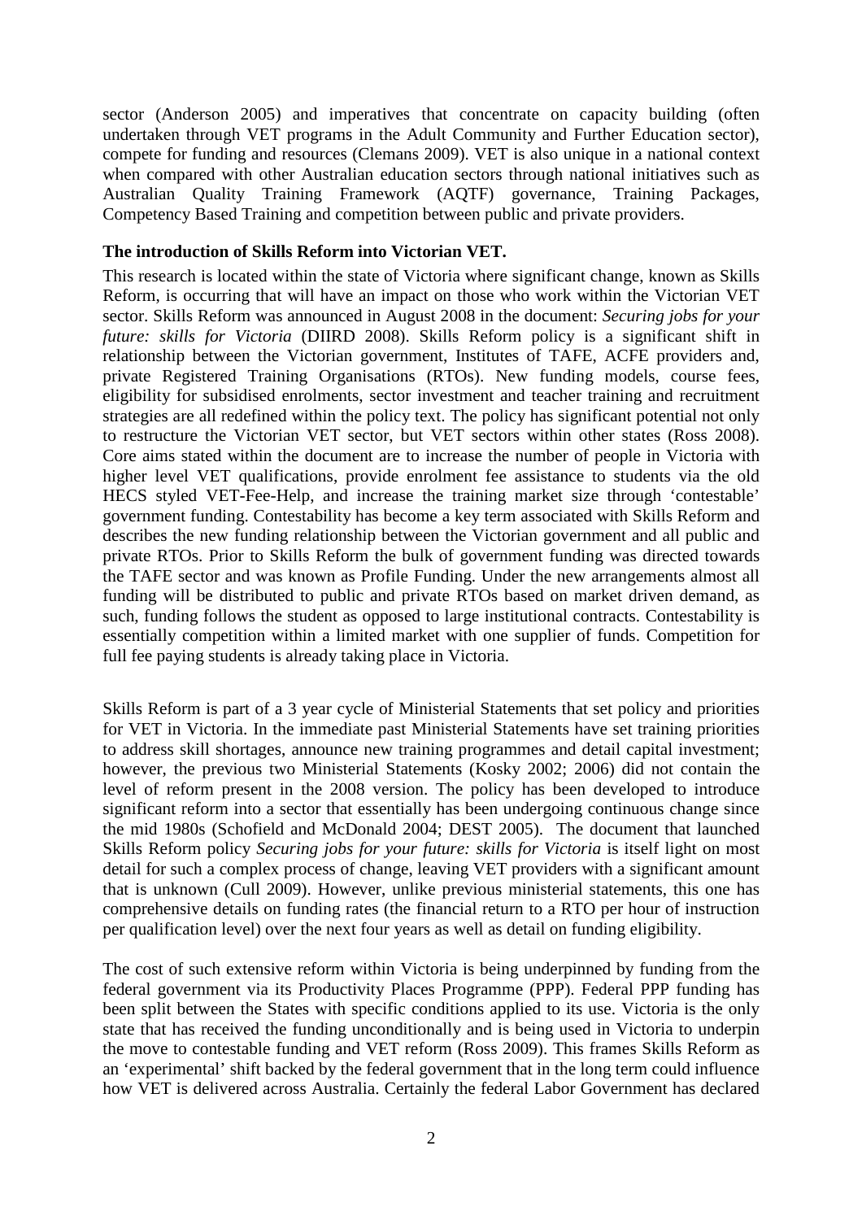sector (Anderson 2005) and imperatives that concentrate on capacity building (often undertaken through VET programs in the Adult Community and Further Education sector), compete for funding and resources (Clemans 2009). VET is also unique in a national context when compared with other Australian education sectors through national initiatives such as Australian Quality Training Framework (AQTF) governance, Training Packages, Competency Based Training and competition between public and private providers.

**The introduction of Skills Reform into Victorian VET.**

This research is located within the state of Victoria where significant change, known as Skills Reform, is occurring that will have an impact on those who work within the Victorian VET sector. Skills Reform was announced in August 2008 in the document: *Securing jobs for your future: skills for Victoria* (DIIRD 2008). Skills Reform policy is a significant shift in relationship between the Victorian government, Institutes of TAFE, ACFE providers and, private Registered Training Organisations (RTOs). New funding models, course fees, eligibility for subsidised enrolments, sector investment and teacher training and recruitment strategies are all redefined within the policy text. The policy has significant potential not only to restructure the Victorian VET sector, but VET sectors within other states (Ross 2008). Core aims stated within the document are to increase the number of people in Victoria with higher level VET qualifications, provide enrolment fee assistance to students via the old HECS styled VET-Fee-Help, and increase the training market size through 'contestable' government funding. Contestability has become a key term associated with Skills Reform and describes the new funding relationship between the Victorian government and all public and private RTOs. Prior to Skills Reform the bulk of government funding was directed towards the TAFE sector and was known as Profile Funding. Under the new arrangements almost all funding will be distributed to public and private RTOs based on market driven demand, as such, funding follows the student as opposed to large institutional contracts. Contestability is essentially competition within a limited market with one supplier of funds. Competition for full fee paying students is already taking place in Victoria.

Skills Reform is part of a 3 year cycle of Ministerial Statements that set policy and priorities for VET in Victoria. In the immediate past Ministerial Statements have set training priorities to address skill shortages, announce new training programmes and detail capital investment; however, the previous two Ministerial Statements (Kosky 2002; 2006) did not contain the level of reform present in the 2008 version. The policy has been developed to introduce significant reform into a sector that essentially has been undergoing continuous change since the mid 1980s (Schofield and McDonald 2004; DEST 2005). The document that launched Skills Reform policy *Securing jobs for your future: skills for Victoria* is itself light on most detail for such a complex process of change, leaving VET providers with a significant amount that is unknown (Cull 2009). However, unlike previous ministerial statements, this one has comprehensive details on funding rates (the financial return to a RTO per hour of instruction per qualification level) over the next four years as well as detail on funding eligibility.

The cost of such extensive reform within Victoria is being underpinned by funding from the federal government via its Productivity Places Programme (PPP). Federal PPP funding has been split between the States with specific conditions applied to its use. Victoria is the only state that has received the funding unconditionally and is being used in Victoria to underpin the move to contestable funding and VET reform (Ross 2009). This frames Skills Reform as an 'experimental' shift backed by the federal government that in the long term could influence how VET is delivered across Australia. Certainly the federal Labor Government has declared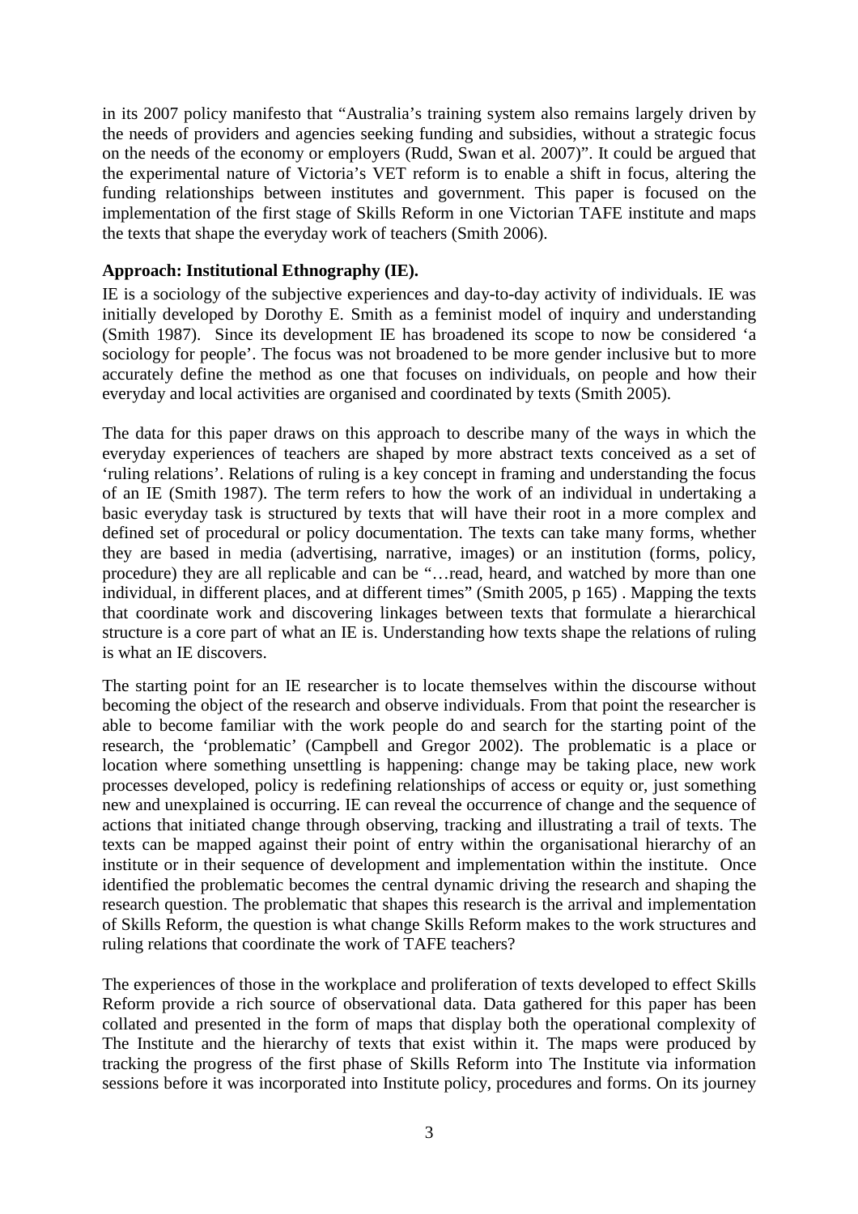in its 2007 policy manifesto that "Australia's training system also remains largely driven by the needs of providers and agencies seeking funding and subsidies, without a strategic focus on the needs of the economy or employers (Rudd, Swan et al. 2007)". It could be argued that the experimental nature of Victoria's VET reform is to enable a shift in focus, altering the funding relationships between institutes and government. This paper is focused on the implementation of the first stage of Skills Reform in one Victorian TAFE institute and maps the texts that shape the everyday work of teachers (Smith 2006).

**Approach: Institutional Ethnography (IE).**

IE is a sociology of the subjective experiences and day-to-day activity of individuals. IE was initially developed by Dorothy E. Smith as a feminist model of inquiry and understanding (Smith 1987). Since its development IE has broadened its scope to now be considered 'a sociology for people'. The focus was not broadened to be more gender inclusive but to more accurately define the method as one that focuses on individuals, on people and how their everyday and local activities are organised and coordinated by texts (Smith 2005).

The data for this paper draws on this approach to describe many of the ways in which the everyday experiences of teachers are shaped by more abstract texts conceived as a set of 'ruling relations'. Relations of ruling is a key concept in framing and understanding the focus of an IE (Smith 1987). The term refers to how the work of an individual in undertaking a basic everyday task is structured by texts that will have their root in a more complex and defined set of procedural or policy documentation. The texts can take many forms, whether they are based in media (advertising, narrative, images) or an institution (forms, policy, procedure) they are all replicable and can be "…read, heard, and watched by more than one individual, in different places, and at different times" (Smith 2005, p 165) . Mapping the texts that coordinate work and discovering linkages between texts that formulate a hierarchical structure is a core part of what an IE is. Understanding how texts shape the relations of ruling is what an IE discovers.

The starting point for an IE researcher is to locate themselves within the discourse without becoming the object of the research and observe individuals. From that point the researcher is able to become familiar with the work people do and search for the starting point of the research, the 'problematic' (Campbell and Gregor 2002). The problematic is a place or location where something unsettling is happening: change may be taking place, new work processes developed, policy is redefining relationships of access or equity or, just something new and unexplained is occurring. IE can reveal the occurrence of change and the sequence of actions that initiated change through observing, tracking and illustrating a trail of texts. The texts can be mapped against their point of entry within the organisational hierarchy of an institute or in their sequence of development and implementation within the institute. Once identified the problematic becomes the central dynamic driving the research and shaping the research question. The problematic that shapes this research is the arrival and implementation of Skills Reform, the question is what change Skills Reform makes to the work structures and ruling relations that coordinate the work of TAFE teachers?

The experiences of those in the workplace and proliferation of texts developed to effect Skills Reform provide a rich source of observational data. Data gathered for this paper has been collated and presented in the form of maps that display both the operational complexity of The Institute and the hierarchy of texts that exist within it. The maps were produced by tracking the progress of the first phase of Skills Reform into The Institute via information sessions before it was incorporated into Institute policy, procedures and forms. On its journey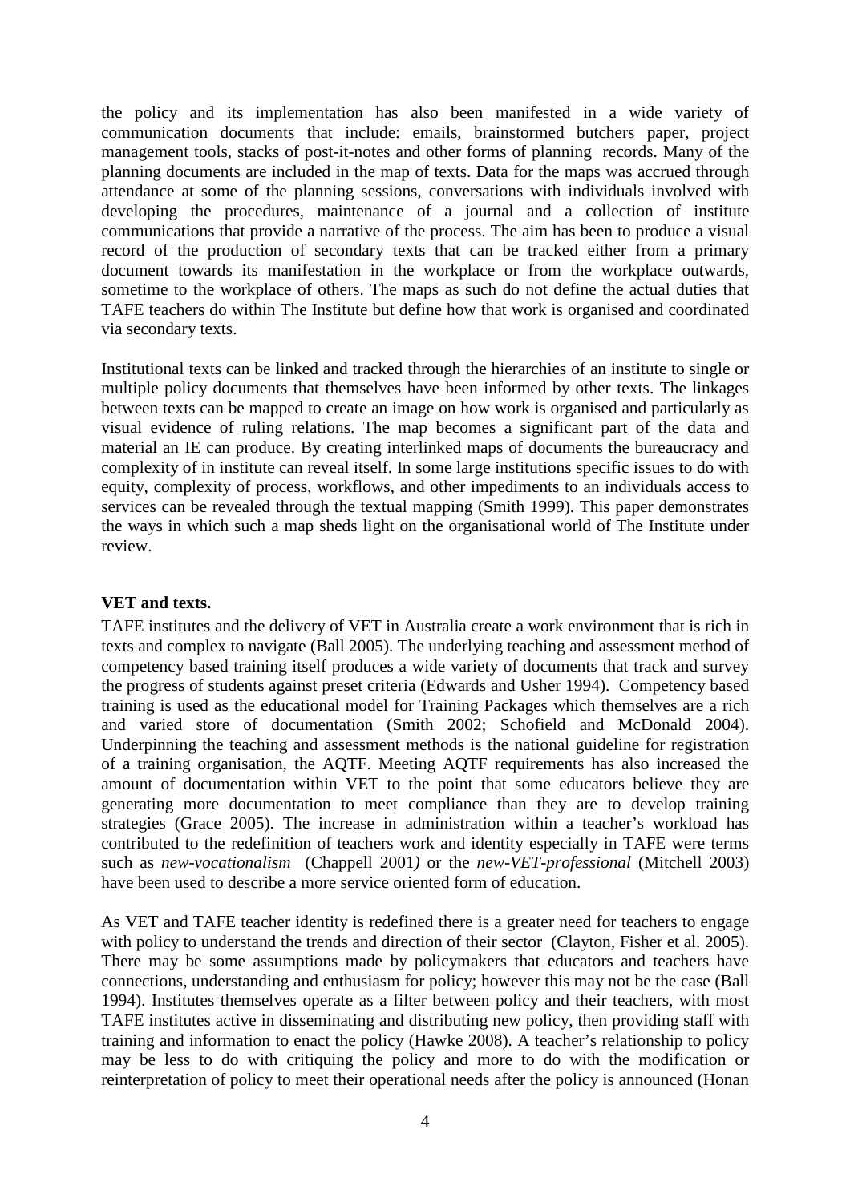the policy and its implementation has also been manifested in a wide variety of communication documents that include: emails, brainstormed butchers paper, project management tools, stacks of post-it-notes and other forms of planning records. Many of the planning documents are included in the map of texts. Data for the maps was accrued through attendance at some of the planning sessions, conversations with individuals involved with developing the procedures, maintenance of a journal and a collection of institute communications that provide a narrative of the process. The aim has been to produce a visual record of the production of secondary texts that can be tracked either from a primary document towards its manifestation in the workplace or from the workplace outwards, sometime to the workplace of others. The maps as such do not define the actual duties that TAFE teachers do within The Institute but define how that work is organised and coordinated via secondary texts.

Institutional texts can be linked and tracked through the hierarchies of an institute to single or multiple policy documents that themselves have been informed by other texts. The linkages between texts can be mapped to create an image on how work is organised and particularly as visual evidence of ruling relations. The map becomes a significant part of the data and material an IE can produce. By creating interlinked maps of documents the bureaucracy and complexity of in institute can reveal itself. In some large institutions specific issues to do with equity, complexity of process, workflows, and other impediments to an individuals access to services can be revealed through the textual mapping (Smith 1999). This paper demonstrates the ways in which such a map sheds light on the organisational world of The Institute under review.

**VET and texts.**

TAFE institutes and the delivery of VET in Australia create a work environment that is rich in texts and complex to navigate (Ball 2005). The underlying teaching and assessment method of competency based training itself produces a wide variety of documents that track and survey the progress of students against preset criteria (Edwards and Usher 1994). Competency based training is used as the educational model for Training Packages which themselves are a rich and varied store of documentation (Smith 2002; Schofield and McDonald 2004). Underpinning the teaching and assessment methods is the national guideline for registration of a training organisation, the AQTF. Meeting AQTF requirements has also increased the amount of documentation within VET to the point that some educators believe they are generating more documentation to meet compliance than they are to develop training strategies (Grace 2005). The increase in administration within a teacher's workload has contributed to the redefinition of teachers work and identity especially in TAFE were terms such as *new-vocationalism* (Chappell 2001*)* or the *new-VET-professional* (Mitchell 2003) have been used to describe a more service oriented form of education.

As VET and TAFE teacher identity is redefined there is a greater need for teachers to engage with policy to understand the trends and direction of their sector (Clayton, Fisher et al. 2005). There may be some assumptions made by policymakers that educators and teachers have connections, understanding and enthusiasm for policy; however this may not be the case (Ball 1994). Institutes themselves operate as a filter between policy and their teachers, with most TAFE institutes active in disseminating and distributing new policy, then providing staff with training and information to enact the policy (Hawke 2008). A teacher's relationship to policy may be less to do with critiquing the policy and more to do with the modification or reinterpretation of policy to meet their operational needs after the policy is announced (Honan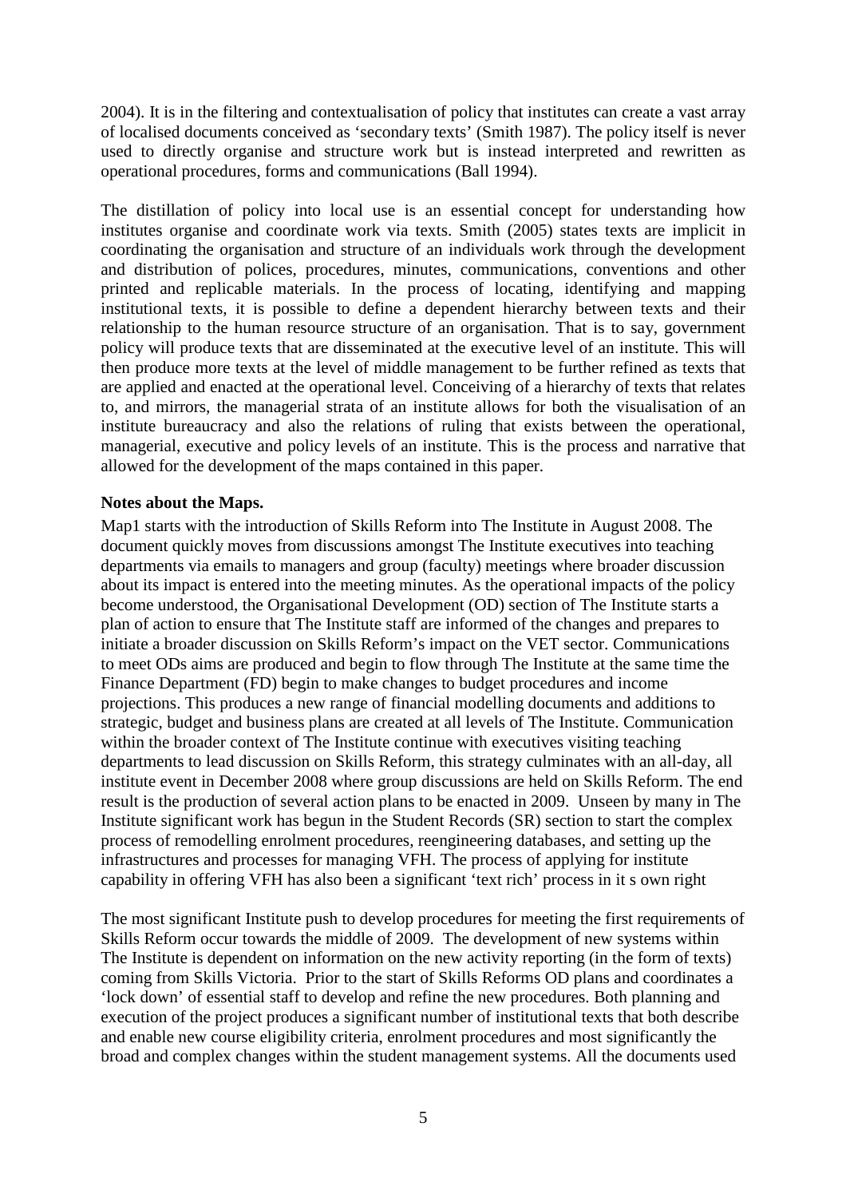2004). It is in the filtering and contextualisation of policy that institutes can create a vast array of localised documents conceived as 'secondary texts' (Smith 1987). The policy itself is never used to directly organise and structure work but is instead interpreted and rewritten as operational procedures, forms and communications (Ball 1994).

The distillation of policy into local use is an essential concept for understanding how institutes organise and coordinate work via texts. Smith (2005) states texts are implicit in coordinating the organisation and structure of an individuals work through the development and distribution of polices, procedures, minutes, communications, conventions and other printed and replicable materials. In the process of locating, identifying and mapping institutional texts, it is possible to define a dependent hierarchy between texts and their relationship to the human resource structure of an organisation. That is to say, government policy will produce texts that are disseminated at the executive level of an institute. This will then produce more texts at the level of middle management to be further refined as texts that are applied and enacted at the operational level. Conceiving of a hierarchy of texts that relates to, and mirrors, the managerial strata of an institute allows for both the visualisation of an institute bureaucracy and also the relations of ruling that exists between the operational, managerial, executive and policy levels of an institute. This is the process and narrative that allowed for the development of the maps contained in this paper.

**Notes about the Maps.**

Map1 starts with the introduction of Skills Reform into The Institute in August 2008. The document quickly moves from discussions amongst The Institute executives into teaching departments via emails to managers and group (faculty) meetings where broader discussion about its impact is entered into the meeting minutes. As the operational impacts of the policy become understood, the Organisational Development (OD) section of The Institute starts a plan of action to ensure that The Institute staff are informed of the changes and prepares to initiate a broader discussion on Skills Reform's impact on the VET sector. Communications to meet ODs aims are produced and begin to flow through The Institute at the same time the Finance Department (FD) begin to make changes to budget procedures and income projections. This produces a new range of financial modelling documents and additions to strategic, budget and business plans are created at all levels of The Institute. Communication within the broader context of The Institute continue with executives visiting teaching departments to lead discussion on Skills Reform, this strategy culminates with an all-day, all institute event in December 2008 where group discussions are held on Skills Reform. The end result is the production of several action plans to be enacted in 2009. Unseen by many in The Institute significant work has begun in the Student Records (SR) section to start the complex process of remodelling enrolment procedures, reengineering databases, and setting up the infrastructures and processes for managing VFH. The process of applying for institute capability in offering VFH has also been a significant 'text rich' process in it s own right

The most significant Institute push to develop procedures for meeting the first requirements of Skills Reform occur towards the middle of 2009. The development of new systems within The Institute is dependent on information on the new activity reporting (in the form of texts) coming from Skills Victoria. Prior to the start of Skills Reforms OD plans and coordinates a 'lock down' of essential staff to develop and refine the new procedures. Both planning and execution of the project produces a significant number of institutional texts that both describe and enable new course eligibility criteria, enrolment procedures and most significantly the broad and complex changes within the student management systems. All the documents used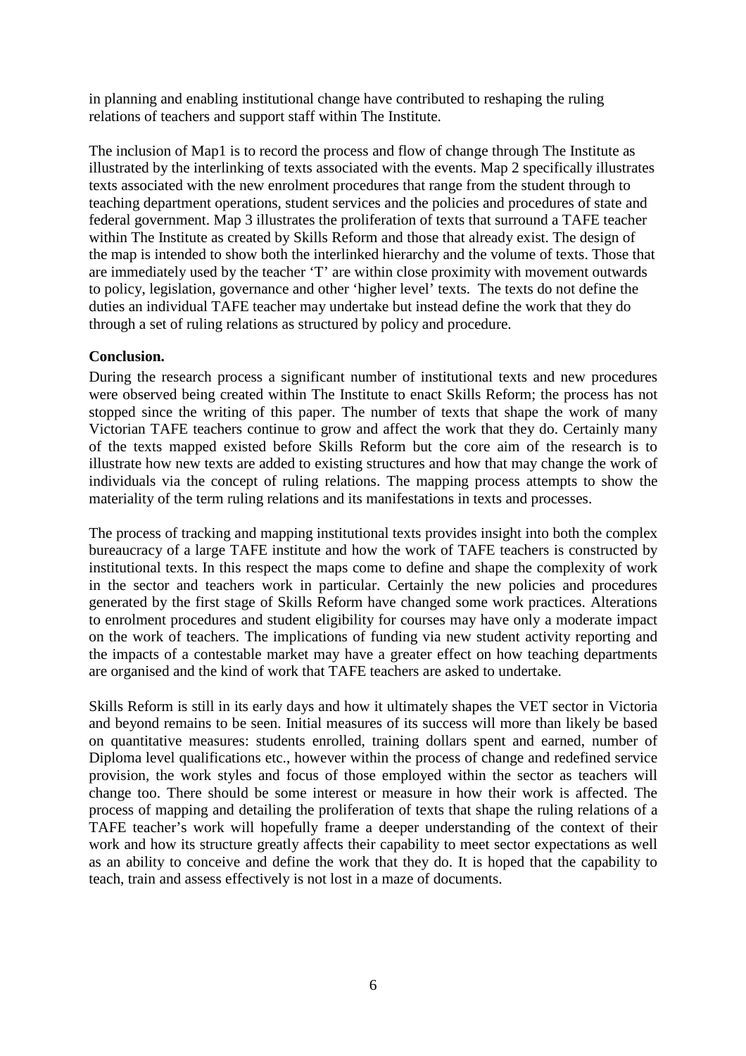in planning and enabling institutional change have contributed to reshaping the ruling relations of teachers and support staff within The Institute.

The inclusion of Map1 is to record the process and flow of change through The Institute as illustrated by the interlinking of texts associated with the events. Map 2 specifically illustrates texts associated with the new enrolment procedures that range from the student through to teaching department operations, student services and the policies and procedures of state and federal government. Map 3 illustrates the proliferation of texts that surround a TAFE teacher within The Institute as created by Skills Reform and those that already exist. The design of the map is intended to show both the interlinked hierarchy and the volume of texts. Those that are immediately used by the teacher 'T' are within close proximity with movement outwards to policy, legislation, governance and other 'higher level' texts. The texts do not define the duties an individual TAFE teacher may undertake but instead define the work that they do through a set of ruling relations as structured by policy and procedure.

**Conclusion.**

During the research process a significant number of institutional texts and new procedures were observed being created within The Institute to enact Skills Reform; the process has not stopped since the writing of this paper. The number of texts that shape the work of many Victorian TAFE teachers continue to grow and affect the work that they do. Certainly many of the texts mapped existed before Skills Reform but the core aim of the research is to illustrate how new texts are added to existing structures and how that may change the work of individuals via the concept of ruling relations. The mapping process attempts to show the materiality of the term ruling relations and its manifestations in texts and processes.

The process of tracking and mapping institutional texts provides insight into both the complex bureaucracy of a large TAFE institute and how the work of TAFE teachers is constructed by institutional texts. In this respect the maps come to define and shape the complexity of work in the sector and teachers work in particular. Certainly the new policies and procedures generated by the first stage of Skills Reform have changed some work practices. Alterations to enrolment procedures and student eligibility for courses may have only a moderate impact on the work of teachers. The implications of funding via new student activity reporting and the impacts of a contestable market may have a greater effect on how teaching departments are organised and the kind of work that TAFE teachers are asked to undertake.

Skills Reform is still in its early days and how it ultimately shapes the VET sector in Victoria and beyond remains to be seen. Initial measures of its success will more than likely be based on quantitative measures: students enrolled, training dollars spent and earned, number of Diploma level qualifications etc., however within the process of change and redefined service provision, the work styles and focus of those employed within the sector as teachers will change too. There should be some interest or measure in how their work is affected. The process of mapping and detailing the proliferation of texts that shape the ruling relations of a TAFE teacher's work will hopefully frame a deeper understanding of the context of their work and how its structure greatly affects their capability to meet sector expectations as well as an ability to conceive and define the work that they do. It is hoped that the capability to teach, train and assess effectively is not lost in a maze of documents.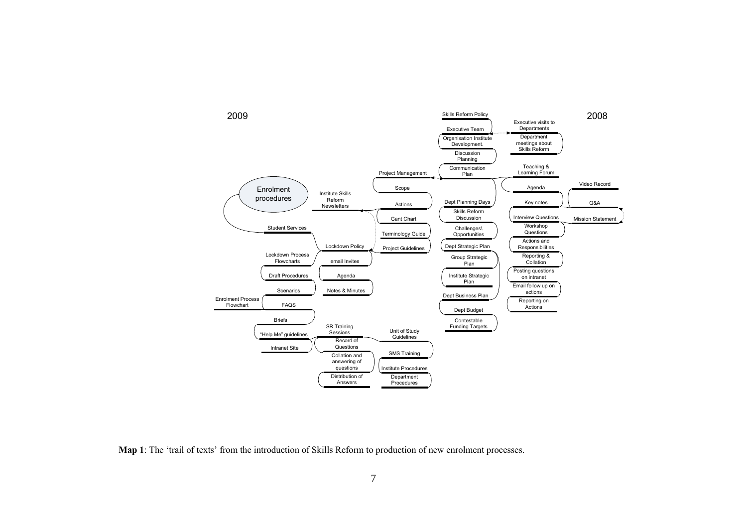2009

2008

Skills Reform Policy

Executive Team

Executive visits to Departments

Department meetings about Skills Reform

Organisation Institute Development.

Discussion Planning

Communication Plan

Teaching & Learning Forum

Agenda

Video Record

Key notes

Q&A

Interview Questions

Mission Statement

Workshop Questions

Actions and Responsibilities

Reporting & Collation

Posting questions on intranet

Email follow up on actions

Reporting on Actions

Dept Planning Days

Skills Reform Discussion

Challenges\ Opportunities

Dept Strategic Plan

Group Strategic Plan

Institute Strategic Plan

Dept Business Plan

Dept Budget

Contestable Funding Targets

Project Management

Scope

Actions

Gant Chart

Terminology Guide

Project Guidelines

Institute Skills Reform Newsletters

Lockdown Policy

email Invites

Agenda

Notes & Minutes

Enrolment procedures

Student Services

Lockdown Process Flowcharts

Draft Procedures

Scenarios

Enrolment Process Flowchart

FAQS

Briefs

"Help Me" guidelines

Intranet Site

SR Training Sessions

Record of Questions

Collation and answering of questions

Distribution of Answers

Unit of Study Guidelines

SMS Training

Institute Procedures

Department Procedures

**Map 1**: The 'trail of texts' from the introduction of Skills Reform to production of new enrolment processes.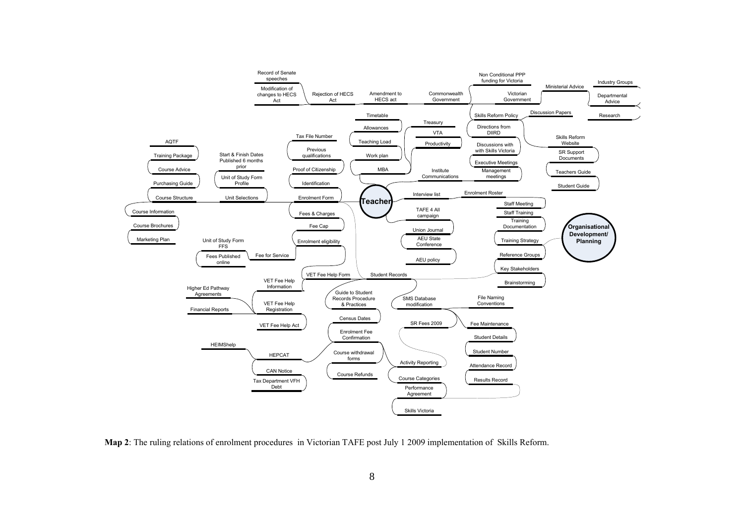Record of Senate speeches

Modification of changes to HECS Act

Rejection of HECS Act

Amendment to HECS act

Commonwealth Government

Non Conditional PPP funding for Victoria

Victorian Government

Ministerial Advice

Industry Groups

Departmental Advice

Research

Discussion Papers

Skills Reform Policy

Directions from DIIRD

Discussions with with Skills Victoria

Executive Meetings

Management meetings

Skills Reform Website

SR Support Documents

Teachers Guide

Student Guide

Timetable

Allowances

Teaching Load

Work plan

MBA

Treasury

VTA

Productivity

Institute Communications

Tax File Number

Previous qualifications

Proof of Citizenship

Identification

Enrolment Form

Fees & Charges

Fee Cap

Enrolment eligibility

AQTF

Training Package

Course Advice

Purchasing Guide

Course Structure

Course Information

Course Brochures

Marketing Plan

Start & Finish Dates Published 6 months prior

Unit of Study Form Profile

Unit Selections

Unit of Study Form FFS

Fees Published online

Fee for Service

**Teacher**

Interview list

Enrolment Roster

TAFE 4 All campaign

Union Journal

AEU State Conference

AEU policy

Staff Meeting

Staff Training

Training Documentation

Training Strategy

Reference Groups

Key Stakeholders

Brainstorming

**Organisational Development/ Planning**

VET Fee Help Form

Student Records

VET Fee Help Information

VET Fee Help Registration

VET Fee Help Act

Higher Ed Pathway Agreements

Financial Reports

HEIMShelp

HEPCAT

CAN Notice

Tax Department VFH Debt

Guide to Student Records Procedure & Practices

Census Dates

Enrolment Fee Confirmation

Course withdrawal forms

Course Refunds

SMS Database modification

SR Fees 2009

Activity Reporting

Course Categories

Performance Agreement

Skills Victoria

File Naming Conventions

Fee Maintenance

Student Details

Student Number

Attendance Record

Results Record

**Map 2**: The ruling relations of enrolment procedures in Victorian TAFE post July 1 2009 implementation of Skills Reform.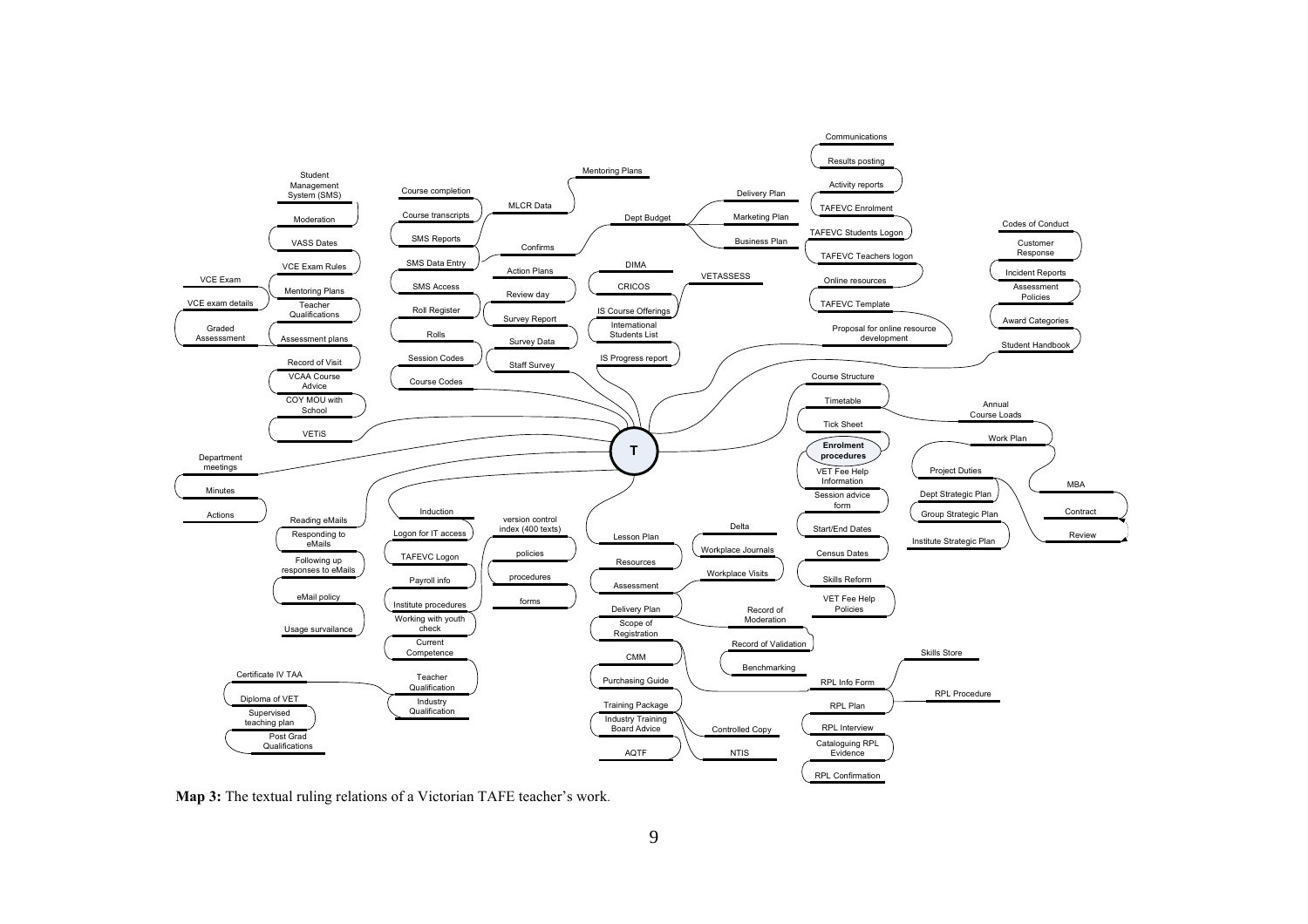T

- Student Management System (SMS)
- Moderation
- VASS Dates
- VCE Exam Rules
- VCE Exam
- Mentoring Plans
- VCE exam details
- Teacher Qualifications
- Graded Assessment
- Assessment plans
- Record of Visit
- VCAA Course Advice
- COY MOU with School
- VETiS

- Course completion
- Course transcripts
- SMS Reports
- SMS Data Entry
- SMS Access
- Roll Register
- Rolls
- Session Codes
- Course Codes
- MLCR Data
- Mentoring Plans
- Confirms
- Action Plans
- Review day
- Survey Report
- Survey Data
- Staff Survey

- Dept Budget
- Delivery Plan
- Marketing Plan
- Business Plan
- DIMA
- CRICOS
- VETASSESS
- IS Course Offerings
- International Students List
- IS Progress report

- Communications
- Results posting
- Activity reports
- TAFEVC Enrolment
- TAFEVC Students Logon
- TAFEVC Teachers logon
- Online resources
- TAFEVC Template
- Proposal for online resource development

- Codes of Conduct
- Customer Response
- Incident Reports
- Assessment Policies
- Award Categories
- Student Handbook

- Course Structure
- Timetable
- Tick Sheet
- **Enrolment procedures**
- VET Fee Help Information
- Session advice form
- Start/End Dates
- Census Dates
- Skills Reform
- VET Fee Help Policies

- Annual Course Loads
- Work Plan
- Project Duties
- Dept Strategic Plan
- Group Strategic Plan
- Institute Strategic Plan
- MBA
- Contract
- Review

- Department meetings
- Minutes
- Actions

- Reading eMails
- Responding to eMails
- Following up responses to eMails
- eMail policy
- Usage survailance

- Induction
- Logon for IT access
- TAFEVC Logon
- Payroll info
- Institute procedures
- Working with youth check
- Current Competence
- Teacher Qualification
- Industry Qualification
- version control index (400 texts)
- policies
- procedures
- forms
- Certificate IV TAA
- Diploma of VET
- Supervised teaching plan
- Post Grad Qualifications

- Lesson Plan
- Resources
- Assessment
- Delivery Plan
- Scope of Registration
- CMM
- Purchasing Guide
- Training Package
- Industry Training Board Advice
- AQTF
- Delta
- Workplace Journals
- Workplace Visits
- Record of Moderation
- Record of Validation
- Benchmarking
- Controlled Copy
- NTIS

- RPL Info Form
- RPL Plan
- RPL Interview
- Cataloguing RPL Evidence
- RPL Confirmation
- Skills Store
- RPL Procedure

**Map 3:** The textual ruling relations of a Victorian TAFE teacher's work.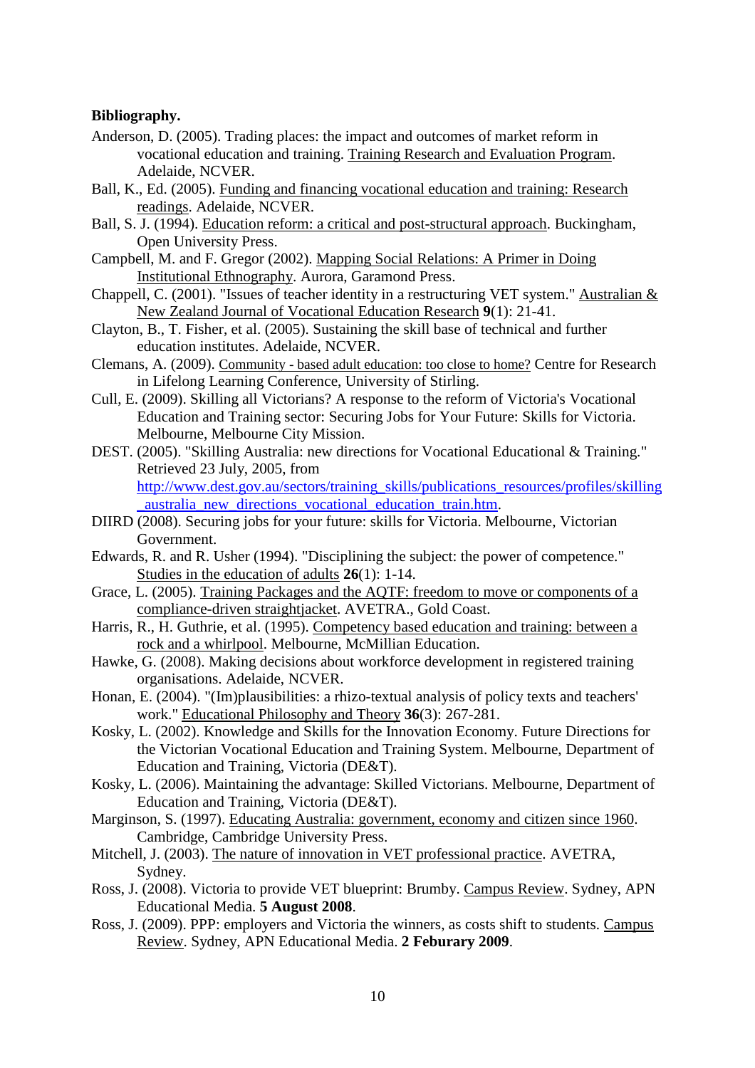**Bibliography.**

Anderson, D. (2005). Trading places: the impact and outcomes of market reform in vocational education and training. Training Research and Evaluation Program. Adelaide, NCVER.

Ball, K., Ed. (2005). Funding and financing vocational education and training: Research readings. Adelaide, NCVER.

Ball, S. J. (1994). Education reform: a critical and post-structural approach. Buckingham, Open University Press.

Campbell, M. and F. Gregor (2002). Mapping Social Relations: A Primer in Doing Institutional Ethnography. Aurora, Garamond Press.

Chappell, C. (2001). "Issues of teacher identity in a restructuring VET system." Australian & New Zealand Journal of Vocational Education Research **9**(1): 21-41.

Clayton, B., T. Fisher, et al. (2005). Sustaining the skill base of technical and further education institutes. Adelaide, NCVER.

Clemans, A. (2009). Community - based adult education: too close to home? Centre for Research in Lifelong Learning Conference, University of Stirling.

Cull, E. (2009). Skilling all Victorians? A response to the reform of Victoria's Vocational Education and Training sector: Securing Jobs for Your Future: Skills for Victoria. Melbourne, Melbourne City Mission.

DEST. (2005). "Skilling Australia: new directions for Vocational Educational & Training." Retrieved 23 July, 2005, from http://www.dest.gov.au/sectors/training_skills/publications_resources/profiles/skilling_australia_new_directions_vocational_education_train.htm.

DIIRD (2008). Securing jobs for your future: skills for Victoria. Melbourne, Victorian Government.

Edwards, R. and R. Usher (1994). "Disciplining the subject: the power of competence." Studies in the education of adults **26**(1): 1-14.

Grace, L. (2005). Training Packages and the AQTF: freedom to move or components of a compliance-driven straightjacket. AVETRA., Gold Coast.

Harris, R., H. Guthrie, et al. (1995). Competency based education and training: between a rock and a whirlpool. Melbourne, McMillian Education.

Hawke, G. (2008). Making decisions about workforce development in registered training organisations. Adelaide, NCVER.

Honan, E. (2004). "(Im)plausibilities: a rhizo-textual analysis of policy texts and teachers' work." Educational Philosophy and Theory **36**(3): 267-281.

Kosky, L. (2002). Knowledge and Skills for the Innovation Economy. Future Directions for the Victorian Vocational Education and Training System. Melbourne, Department of Education and Training, Victoria (DE&T).

Kosky, L. (2006). Maintaining the advantage: Skilled Victorians. Melbourne, Department of Education and Training, Victoria (DE&T).

Marginson, S. (1997). Educating Australia: government, economy and citizen since 1960. Cambridge, Cambridge University Press.

Mitchell, J. (2003). The nature of innovation in VET professional practice. AVETRA, Sydney.

Ross, J. (2008). Victoria to provide VET blueprint: Brumby. Campus Review. Sydney, APN Educational Media. **5 August 2008**.

Ross, J. (2009). PPP: employers and Victoria the winners, as costs shift to students. Campus Review. Sydney, APN Educational Media. **2 Feburary 2009**.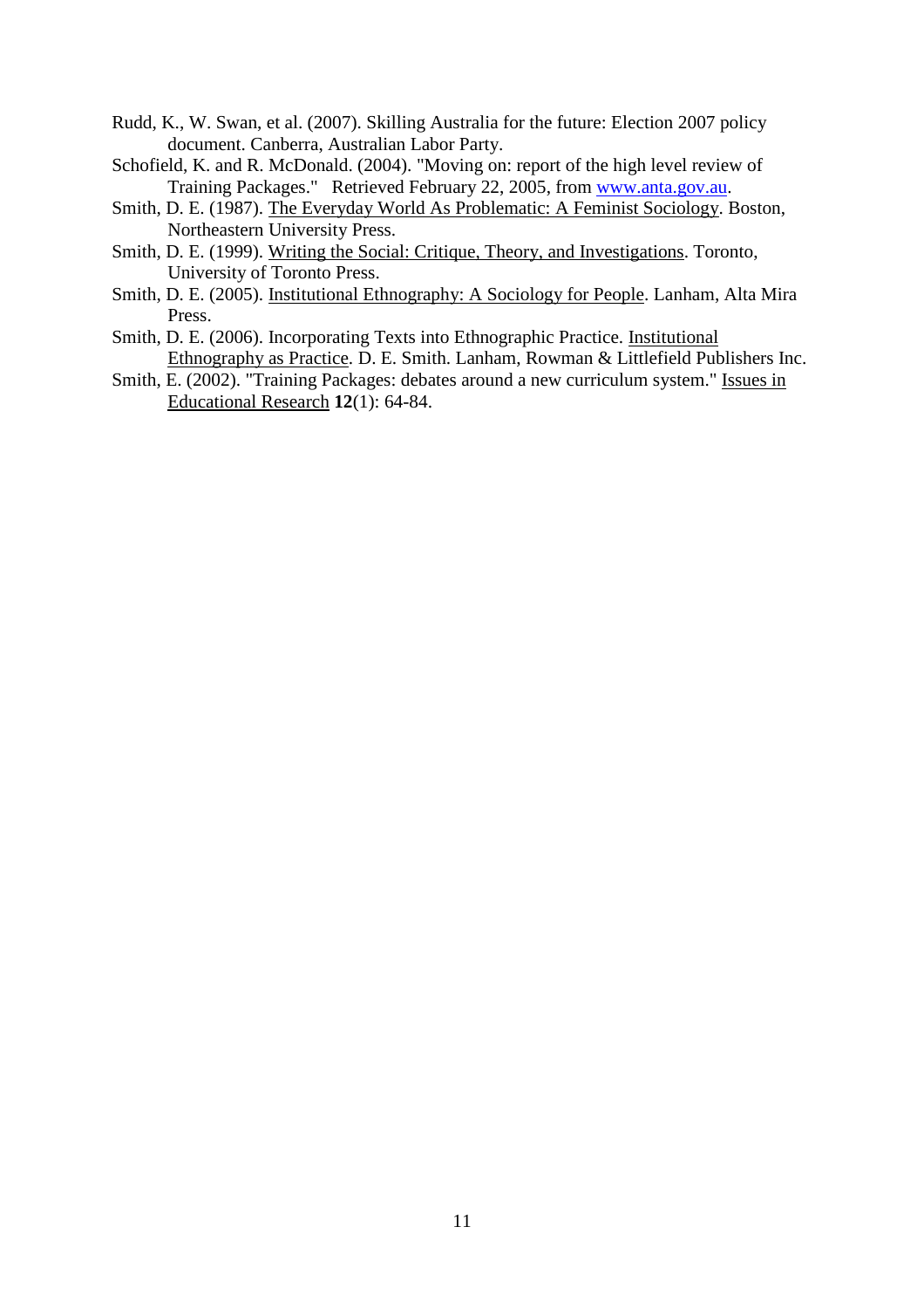Rudd, K., W. Swan, et al. (2007). Skilling Australia for the future: Election 2007 policy document. Canberra, Australian Labor Party.

Schofield, K. and R. McDonald. (2004). "Moving on: report of the high level review of Training Packages." Retrieved February 22, 2005, from [www.anta.gov.au](http://www.anta.gov.au).

Smith, D. E. (1987). The Everyday World As Problematic: A Feminist Sociology. Boston, Northeastern University Press.

Smith, D. E. (1999). Writing the Social: Critique, Theory, and Investigations. Toronto, University of Toronto Press.

Smith, D. E. (2005). Institutional Ethnography: A Sociology for People. Lanham, Alta Mira Press.

Smith, D. E. (2006). Incorporating Texts into Ethnographic Practice. Institutional Ethnography as Practice. D. E. Smith. Lanham, Rowman & Littlefield Publishers Inc.

Smith, E. (2002). "Training Packages: debates around a new curriculum system." Issues in Educational Research **12**(1): 64-84.